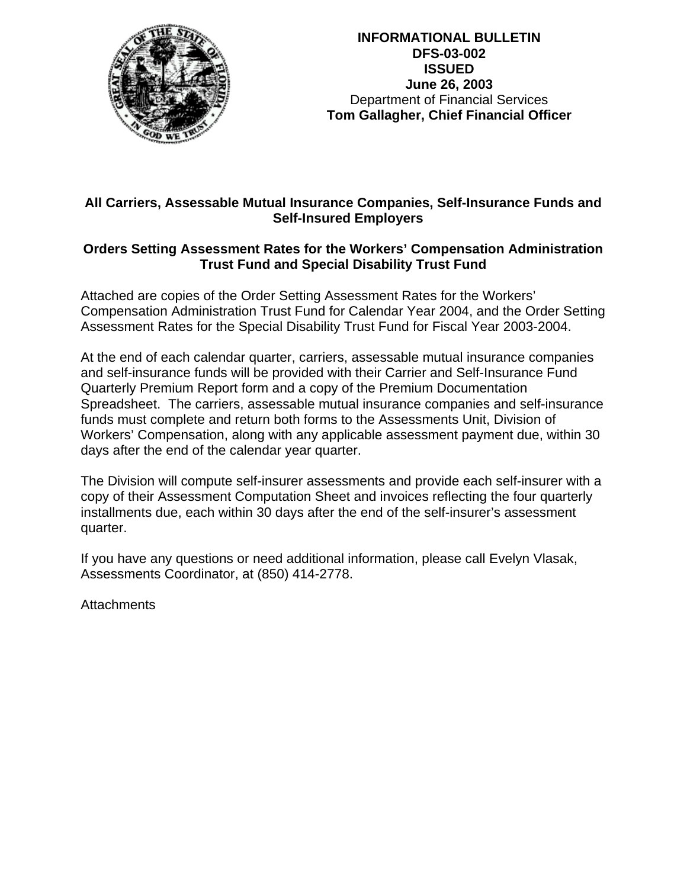**INFORMATIONAL BULLETIN**
**DFS-03-002**
**ISSUED**
**June 26, 2003**
Department of Financial Services
**Tom Gallagher, Chief Financial Officer**

## All Carriers, Assessable Mutual Insurance Companies, Self-Insurance Funds and Self-Insured Employers

## Orders Setting Assessment Rates for the Workers' Compensation Administration Trust Fund and Special Disability Trust Fund

Attached are copies of the Order Setting Assessment Rates for the Workers' Compensation Administration Trust Fund for Calendar Year 2004, and the Order Setting Assessment Rates for the Special Disability Trust Fund for Fiscal Year 2003-2004.

At the end of each calendar quarter, carriers, assessable mutual insurance companies and self-insurance funds will be provided with their Carrier and Self-Insurance Fund Quarterly Premium Report form and a copy of the Premium Documentation Spreadsheet. The carriers, assessable mutual insurance companies and self-insurance funds must complete and return both forms to the Assessments Unit, Division of Workers' Compensation, along with any applicable assessment payment due, within 30 days after the end of the calendar year quarter.

The Division will compute self-insurer assessments and provide each self-insurer with a copy of their Assessment Computation Sheet and invoices reflecting the four quarterly installments due, each within 30 days after the end of the self-insurer's assessment quarter.

If you have any questions or need additional information, please call Evelyn Vlasak, Assessments Coordinator, at (850) 414-2778.

Attachments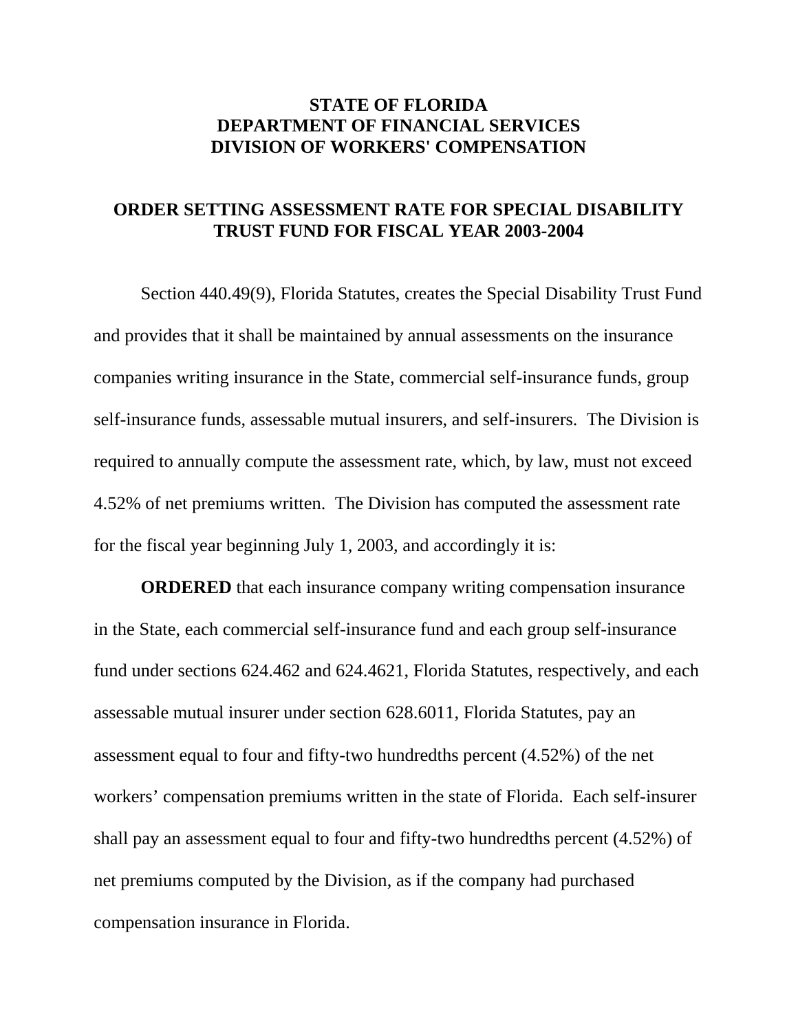**STATE OF FLORIDA**
**DEPARTMENT OF FINANCIAL SERVICES**
**DIVISION OF WORKERS' COMPENSATION**

**ORDER SETTING ASSESSMENT RATE FOR SPECIAL DISABILITY TRUST FUND FOR FISCAL YEAR 2003-2004**

Section 440.49(9), Florida Statutes, creates the Special Disability Trust Fund and provides that it shall be maintained by annual assessments on the insurance companies writing insurance in the State, commercial self-insurance funds, group self-insurance funds, assessable mutual insurers, and self-insurers. The Division is required to annually compute the assessment rate, which, by law, must not exceed 4.52% of net premiums written. The Division has computed the assessment rate for the fiscal year beginning July 1, 2003, and accordingly it is:

**ORDERED** that each insurance company writing compensation insurance in the State, each commercial self-insurance fund and each group self-insurance fund under sections 624.462 and 624.4621, Florida Statutes, respectively, and each assessable mutual insurer under section 628.6011, Florida Statutes, pay an assessment equal to four and fifty-two hundredths percent (4.52%) of the net workers' compensation premiums written in the state of Florida. Each self-insurer shall pay an assessment equal to four and fifty-two hundredths percent (4.52%) of net premiums computed by the Division, as if the company had purchased compensation insurance in Florida.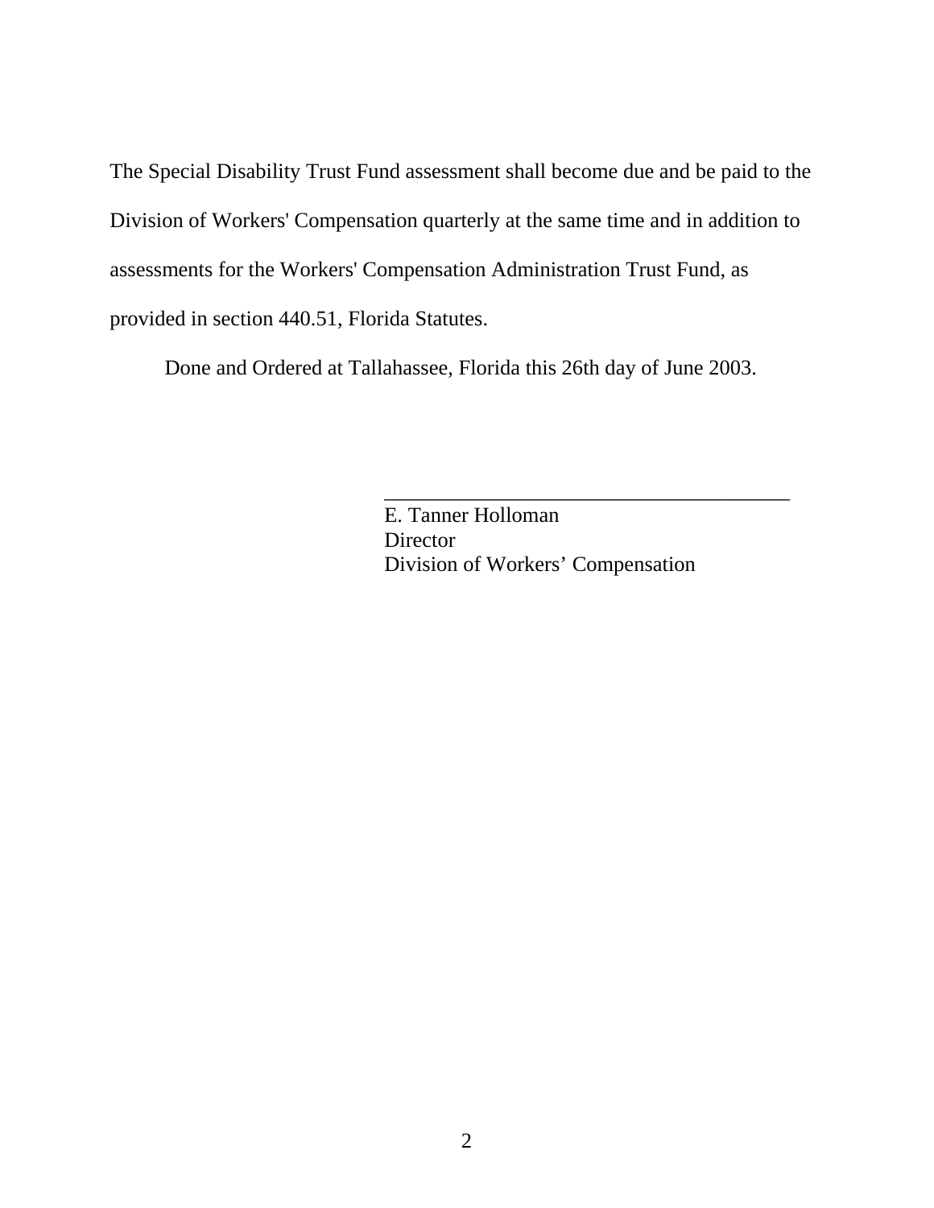The Special Disability Trust Fund assessment shall become due and be paid to the Division of Workers' Compensation quarterly at the same time and in addition to assessments for the Workers' Compensation Administration Trust Fund, as provided in section 440.51, Florida Statutes.

Done and Ordered at Tallahassee, Florida this 26th day of June 2003.

\_\_\_\_\_\_\_\_\_\_\_\_\_\_\_\_\_\_\_\_\_\_\_\_\_\_\_\_\_\_\_\_\_\_\_\_\_\_\_\_

E. Tanner Holloman
Director
Division of Workers’ Compensation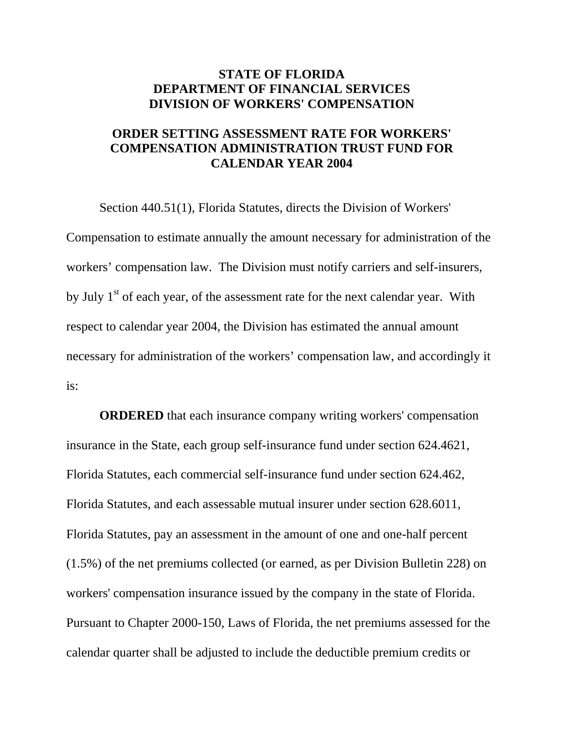**STATE OF FLORIDA**
**DEPARTMENT OF FINANCIAL SERVICES**
**DIVISION OF WORKERS' COMPENSATION**

# ORDER SETTING ASSESSMENT RATE FOR WORKERS' COMPENSATION ADMINISTRATION TRUST FUND FOR CALENDAR YEAR 2004

Section 440.51(1), Florida Statutes, directs the Division of Workers' Compensation to estimate annually the amount necessary for administration of the workers' compensation law. The Division must notify carriers and self-insurers, by July 1st of each year, of the assessment rate for the next calendar year. With respect to calendar year 2004, the Division has estimated the annual amount necessary for administration of the workers' compensation law, and accordingly it is:

**ORDERED** that each insurance company writing workers' compensation insurance in the State, each group self-insurance fund under section 624.4621, Florida Statutes, each commercial self-insurance fund under section 624.462, Florida Statutes, and each assessable mutual insurer under section 628.6011, Florida Statutes, pay an assessment in the amount of one and one-half percent (1.5%) of the net premiums collected (or earned, as per Division Bulletin 228) on workers' compensation insurance issued by the company in the state of Florida. Pursuant to Chapter 2000-150, Laws of Florida, the net premiums assessed for the calendar quarter shall be adjusted to include the deductible premium credits or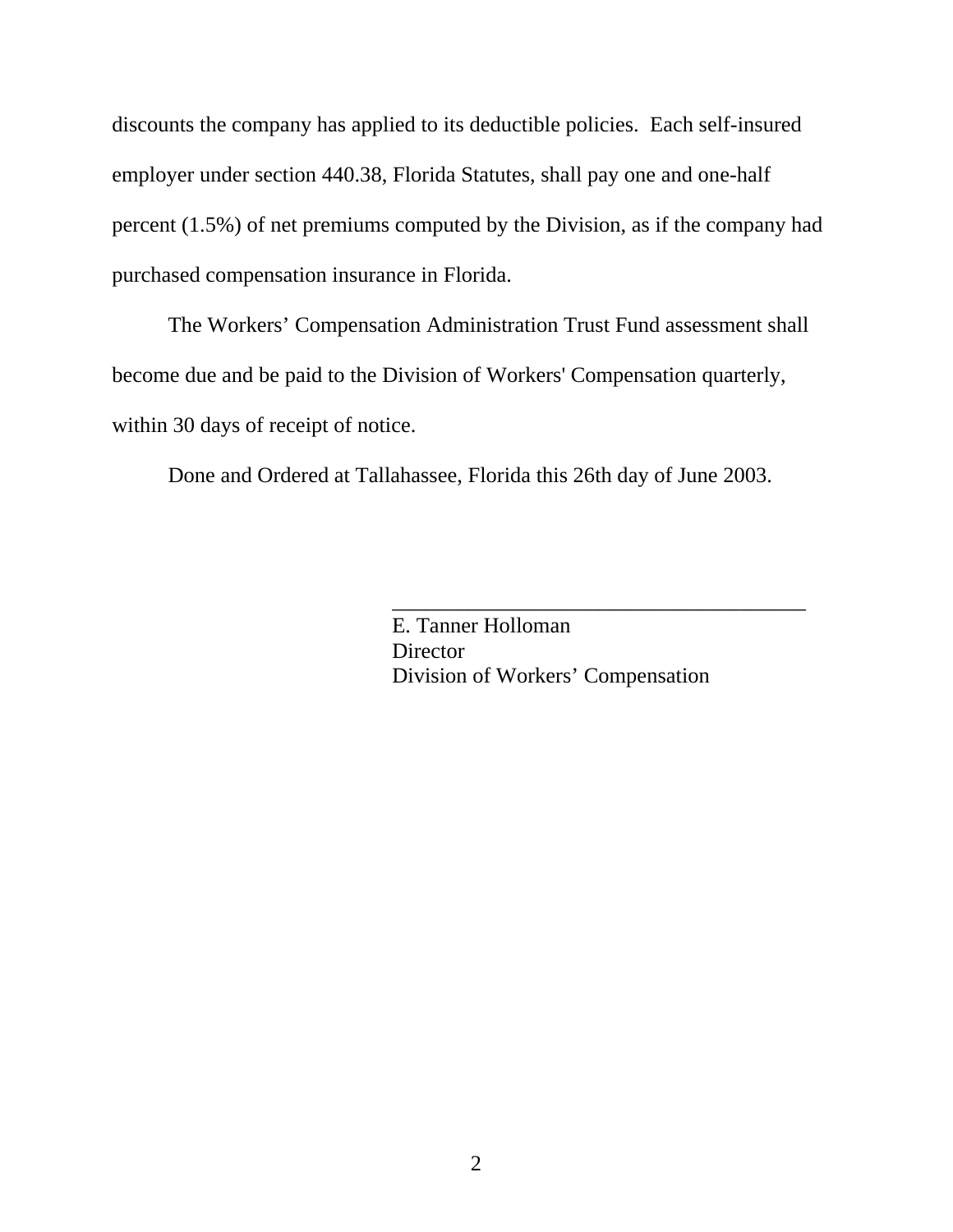discounts the company has applied to its deductible policies. Each self-insured employer under section 440.38, Florida Statutes, shall pay one and one-half percent (1.5%) of net premiums computed by the Division, as if the company had purchased compensation insurance in Florida.

The Workers' Compensation Administration Trust Fund assessment shall become due and be paid to the Division of Workers' Compensation quarterly, within 30 days of receipt of notice.

Done and Ordered at Tallahassee, Florida this 26th day of June 2003.

\_\_\_\_\_\_\_\_\_\_\_\_\_\_\_\_\_\_\_\_\_\_\_\_\_\_\_\_\_\_\_\_\_\_\_\_\_\_\_\_

E. Tanner Holloman
Director
Division of Workers' Compensation